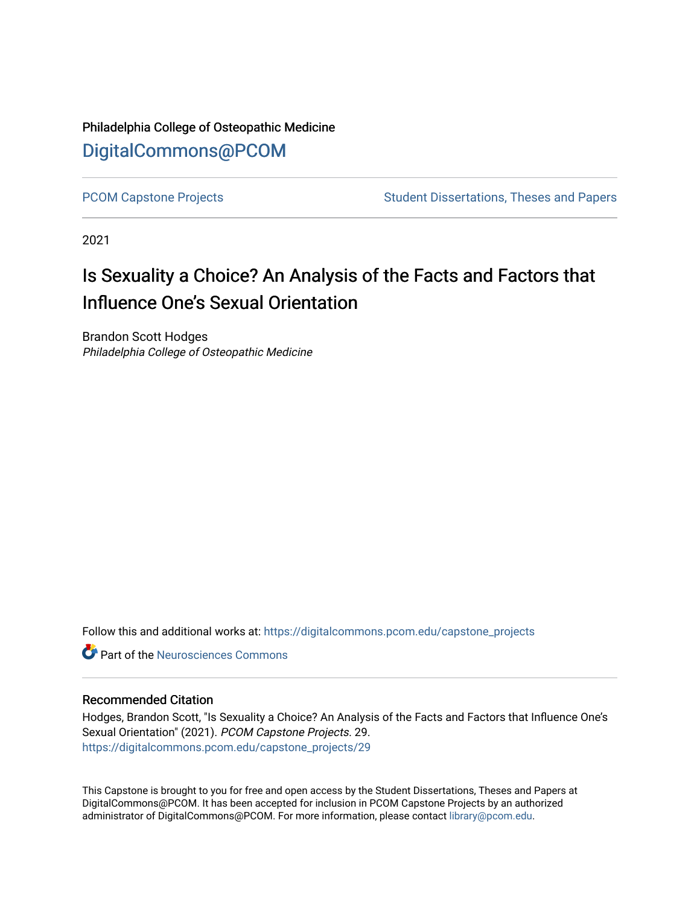Philadelphia College of Osteopathic Medicine

DigitalCommons@PCOM

PCOM Capstone Projects | Student Dissertations, Theses and Papers

2021

# Is Sexuality a Choice? An Analysis of the Facts and Factors that Influence One's Sexual Orientation

Brandon Scott Hodges
*Philadelphia College of Osteopathic Medicine*

Follow this and additional works at: https://digitalcommons.pcom.edu/capstone_projects

Part of the Neurosciences Commons

## Recommended Citation

Hodges, Brandon Scott, "Is Sexuality a Choice? An Analysis of the Facts and Factors that Influence One's Sexual Orientation" (2021). *PCOM Capstone Projects*. 29.
https://digitalcommons.pcom.edu/capstone_projects/29

This Capstone is brought to you for free and open access by the Student Dissertations, Theses and Papers at DigitalCommons@PCOM. It has been accepted for inclusion in PCOM Capstone Projects by an authorized administrator of DigitalCommons@PCOM. For more information, please contact library@pcom.edu.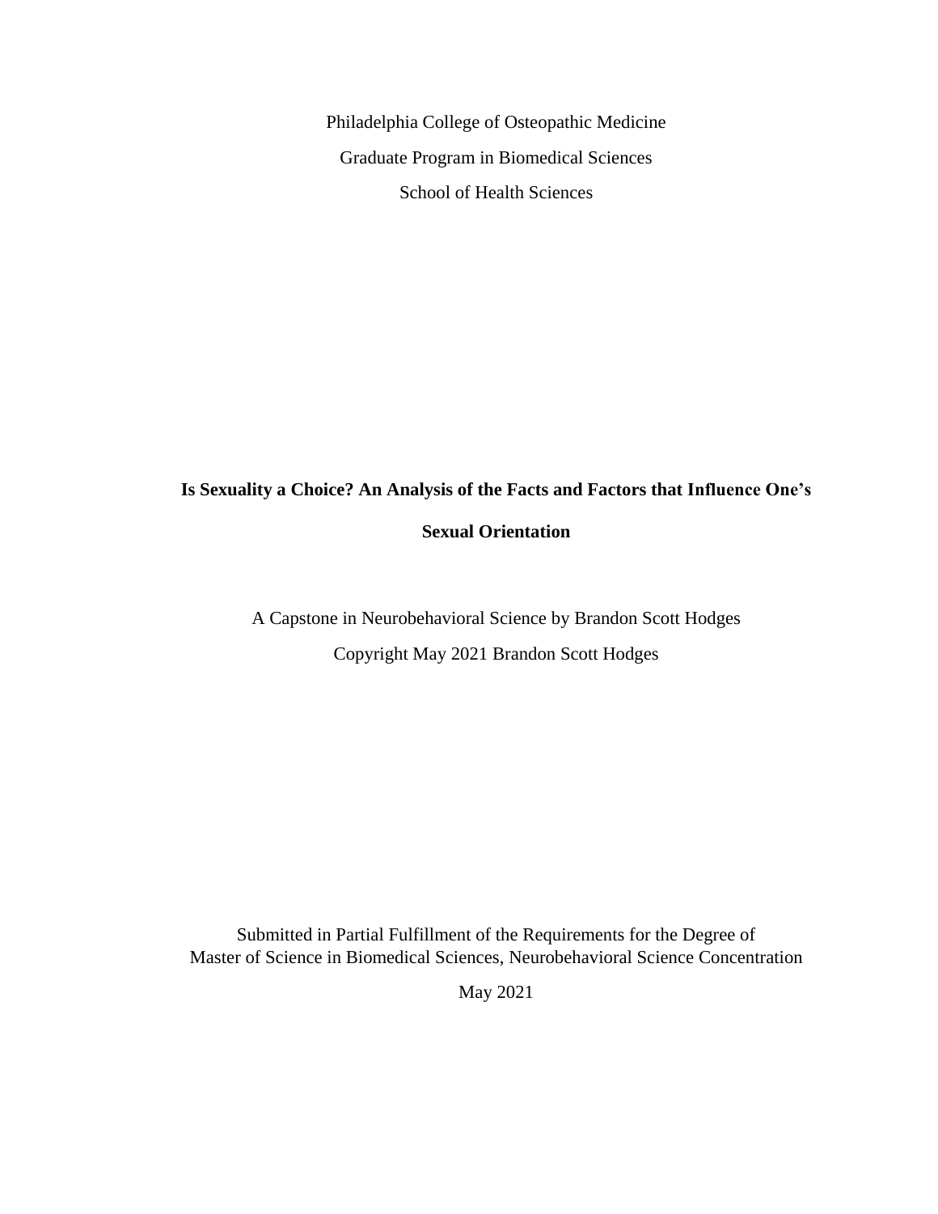Philadelphia College of Osteopathic Medicine

Graduate Program in Biomedical Sciences

School of Health Sciences

**Is Sexuality a Choice? An Analysis of the Facts and Factors that Influence One's Sexual Orientation**

A Capstone in Neurobehavioral Science by Brandon Scott Hodges

Copyright May 2021 Brandon Scott Hodges

Submitted in Partial Fulfillment of the Requirements for the Degree of
Master of Science in Biomedical Sciences, Neurobehavioral Science Concentration

May 2021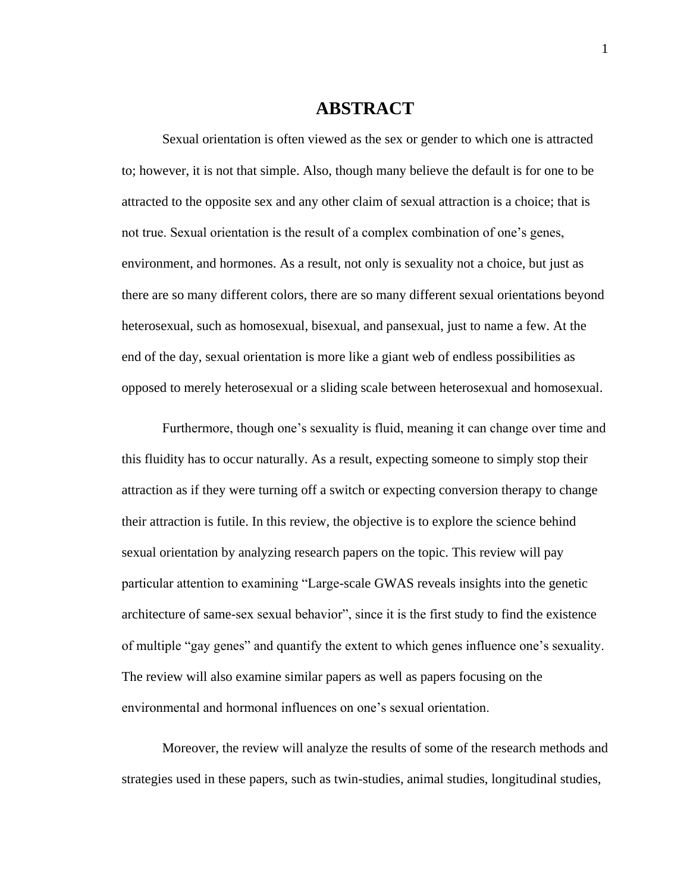# ABSTRACT

Sexual orientation is often viewed as the sex or gender to which one is attracted to; however, it is not that simple. Also, though many believe the default is for one to be attracted to the opposite sex and any other claim of sexual attraction is a choice; that is not true. Sexual orientation is the result of a complex combination of one's genes, environment, and hormones. As a result, not only is sexuality not a choice, but just as there are so many different colors, there are so many different sexual orientations beyond heterosexual, such as homosexual, bisexual, and pansexual, just to name a few. At the end of the day, sexual orientation is more like a giant web of endless possibilities as opposed to merely heterosexual or a sliding scale between heterosexual and homosexual.

Furthermore, though one's sexuality is fluid, meaning it can change over time and this fluidity has to occur naturally. As a result, expecting someone to simply stop their attraction as if they were turning off a switch or expecting conversion therapy to change their attraction is futile. In this review, the objective is to explore the science behind sexual orientation by analyzing research papers on the topic. This review will pay particular attention to examining "Large-scale GWAS reveals insights into the genetic architecture of same-sex sexual behavior", since it is the first study to find the existence of multiple "gay genes" and quantify the extent to which genes influence one's sexuality. The review will also examine similar papers as well as papers focusing on the environmental and hormonal influences on one's sexual orientation.

Moreover, the review will analyze the results of some of the research methods and strategies used in these papers, such as twin-studies, animal studies, longitudinal studies,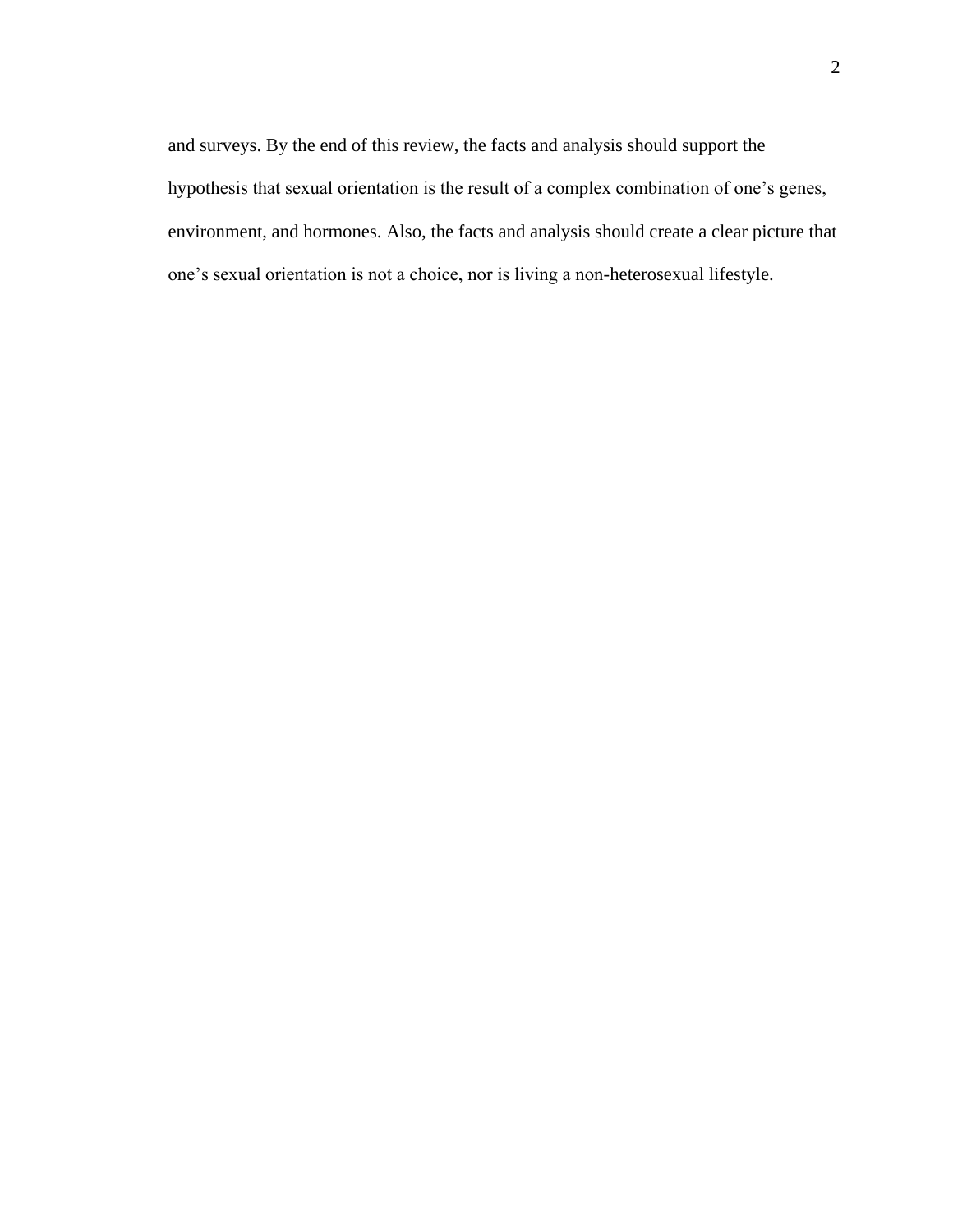and surveys. By the end of this review, the facts and analysis should support the hypothesis that sexual orientation is the result of a complex combination of one's genes, environment, and hormones. Also, the facts and analysis should create a clear picture that one's sexual orientation is not a choice, nor is living a non-heterosexual lifestyle.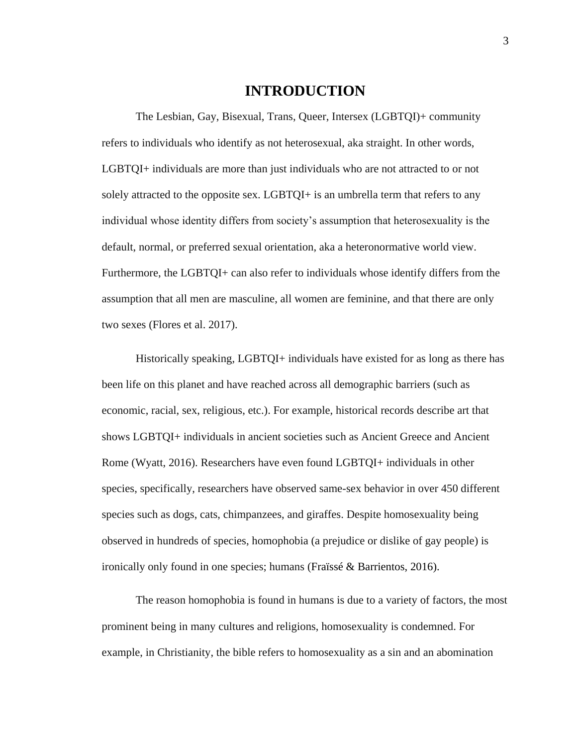# INTRODUCTION

The Lesbian, Gay, Bisexual, Trans, Queer, Intersex (LGBTQI)+ community refers to individuals who identify as not heterosexual, aka straight. In other words, LGBTQI+ individuals are more than just individuals who are not attracted to or not solely attracted to the opposite sex. LGBTQI+ is an umbrella term that refers to any individual whose identity differs from society's assumption that heterosexuality is the default, normal, or preferred sexual orientation, aka a heteronormative world view. Furthermore, the LGBTQI+ can also refer to individuals whose identify differs from the assumption that all men are masculine, all women are feminine, and that there are only two sexes (Flores et al. 2017).

Historically speaking, LGBTQI+ individuals have existed for as long as there has been life on this planet and have reached across all demographic barriers (such as economic, racial, sex, religious, etc.). For example, historical records describe art that shows LGBTQI+ individuals in ancient societies such as Ancient Greece and Ancient Rome (Wyatt, 2016). Researchers have even found LGBTQI+ individuals in other species, specifically, researchers have observed same-sex behavior in over 450 different species such as dogs, cats, chimpanzees, and giraffes. Despite homosexuality being observed in hundreds of species, homophobia (a prejudice or dislike of gay people) is ironically only found in one species; humans (Fraïssé & Barrientos, 2016).

The reason homophobia is found in humans is due to a variety of factors, the most prominent being in many cultures and religions, homosexuality is condemned. For example, in Christianity, the bible refers to homosexuality as a sin and an abomination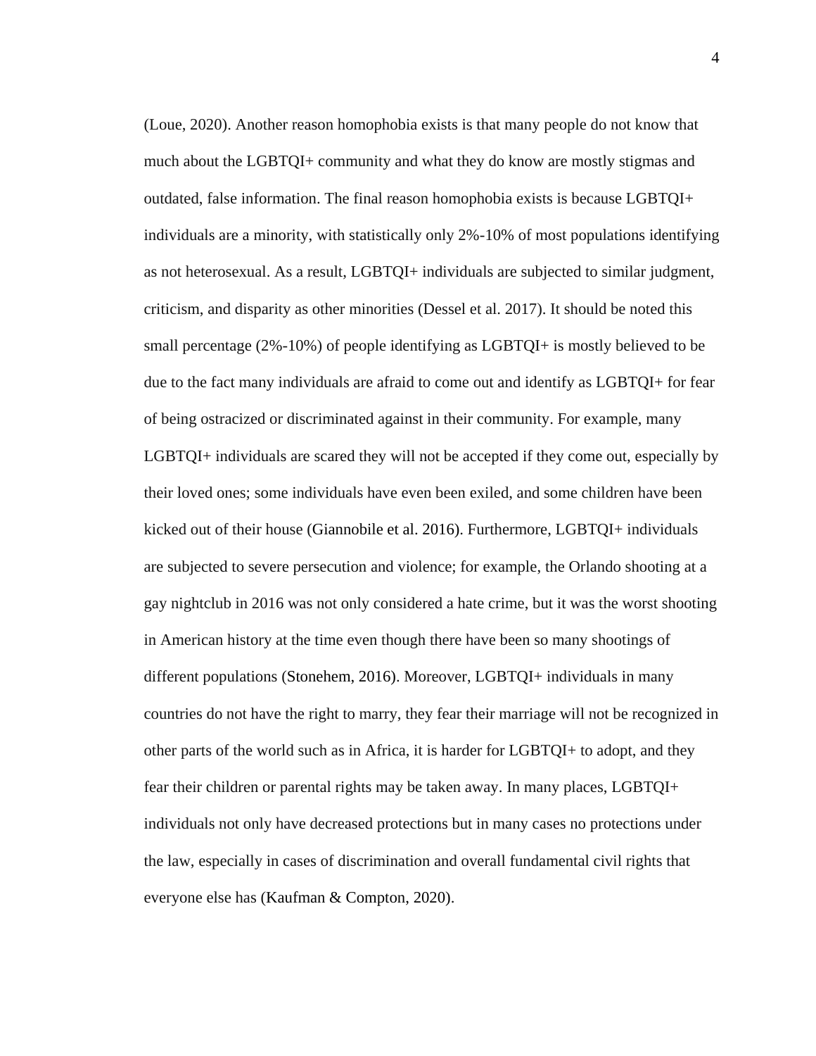(Loue, 2020). Another reason homophobia exists is that many people do not know that much about the LGBTQI+ community and what they do know are mostly stigmas and outdated, false information. The final reason homophobia exists is because LGBTQI+ individuals are a minority, with statistically only 2%-10% of most populations identifying as not heterosexual. As a result, LGBTQI+ individuals are subjected to similar judgment, criticism, and disparity as other minorities (Dessel et al. 2017). It should be noted this small percentage (2%-10%) of people identifying as LGBTQI+ is mostly believed to be due to the fact many individuals are afraid to come out and identify as LGBTQI+ for fear of being ostracized or discriminated against in their community. For example, many LGBTQI+ individuals are scared they will not be accepted if they come out, especially by their loved ones; some individuals have even been exiled, and some children have been kicked out of their house (Giannobile et al. 2016). Furthermore, LGBTQI+ individuals are subjected to severe persecution and violence; for example, the Orlando shooting at a gay nightclub in 2016 was not only considered a hate crime, but it was the worst shooting in American history at the time even though there have been so many shootings of different populations (Stonehem, 2016). Moreover, LGBTQI+ individuals in many countries do not have the right to marry, they fear their marriage will not be recognized in other parts of the world such as in Africa, it is harder for LGBTQI+ to adopt, and they fear their children or parental rights may be taken away. In many places, LGBTQI+ individuals not only have decreased protections but in many cases no protections under the law, especially in cases of discrimination and overall fundamental civil rights that everyone else has (Kaufman & Compton, 2020).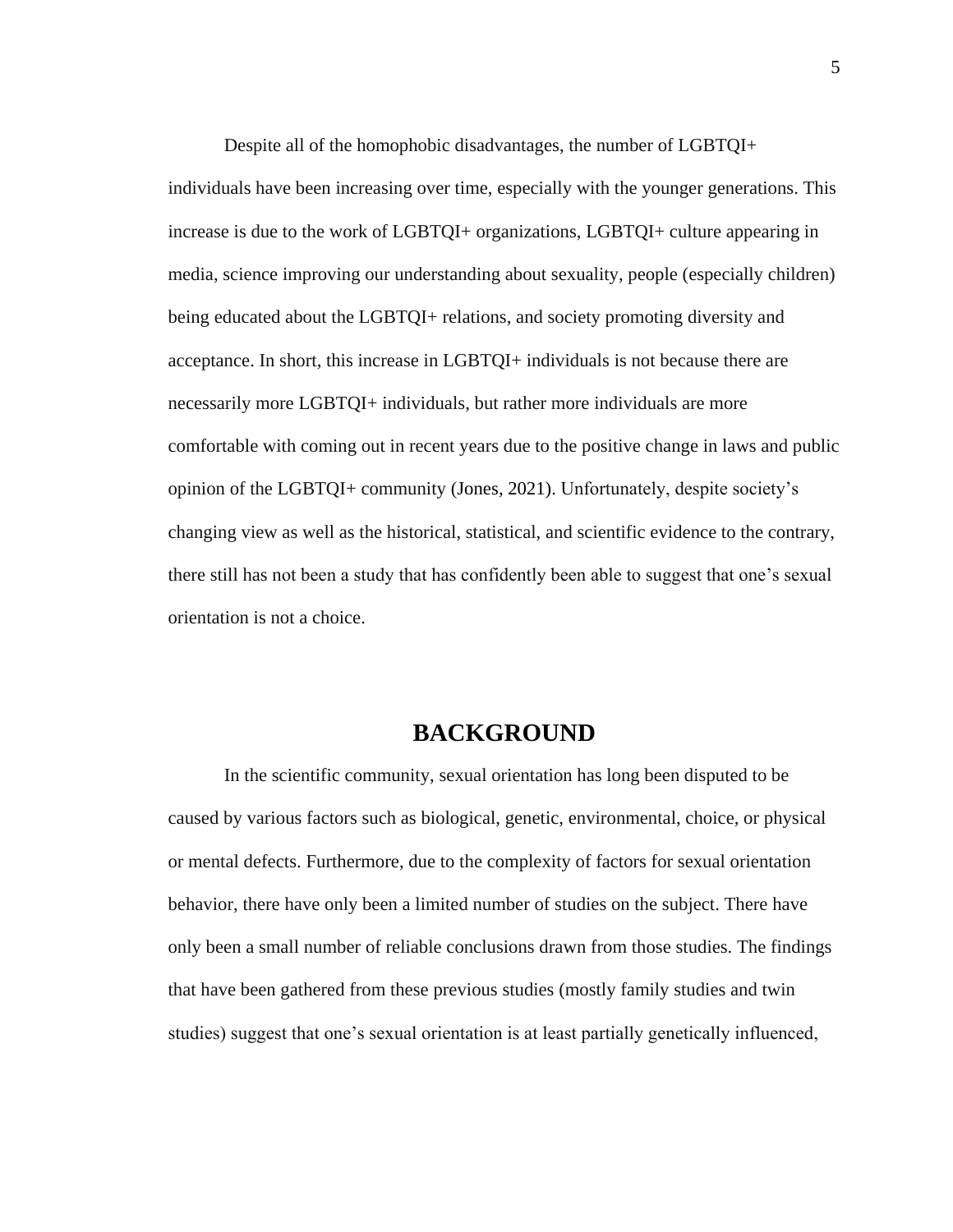Despite all of the homophobic disadvantages, the number of LGBTQI+ individuals have been increasing over time, especially with the younger generations. This increase is due to the work of LGBTQI+ organizations, LGBTQI+ culture appearing in media, science improving our understanding about sexuality, people (especially children) being educated about the LGBTQI+ relations, and society promoting diversity and acceptance. In short, this increase in LGBTQI+ individuals is not because there are necessarily more LGBTQI+ individuals, but rather more individuals are more comfortable with coming out in recent years due to the positive change in laws and public opinion of the LGBTQI+ community (Jones, 2021). Unfortunately, despite society's changing view as well as the historical, statistical, and scientific evidence to the contrary, there still has not been a study that has confidently been able to suggest that one's sexual orientation is not a choice.

## BACKGROUND

In the scientific community, sexual orientation has long been disputed to be caused by various factors such as biological, genetic, environmental, choice, or physical or mental defects. Furthermore, due to the complexity of factors for sexual orientation behavior, there have only been a limited number of studies on the subject. There have only been a small number of reliable conclusions drawn from those studies. The findings that have been gathered from these previous studies (mostly family studies and twin studies) suggest that one's sexual orientation is at least partially genetically influenced,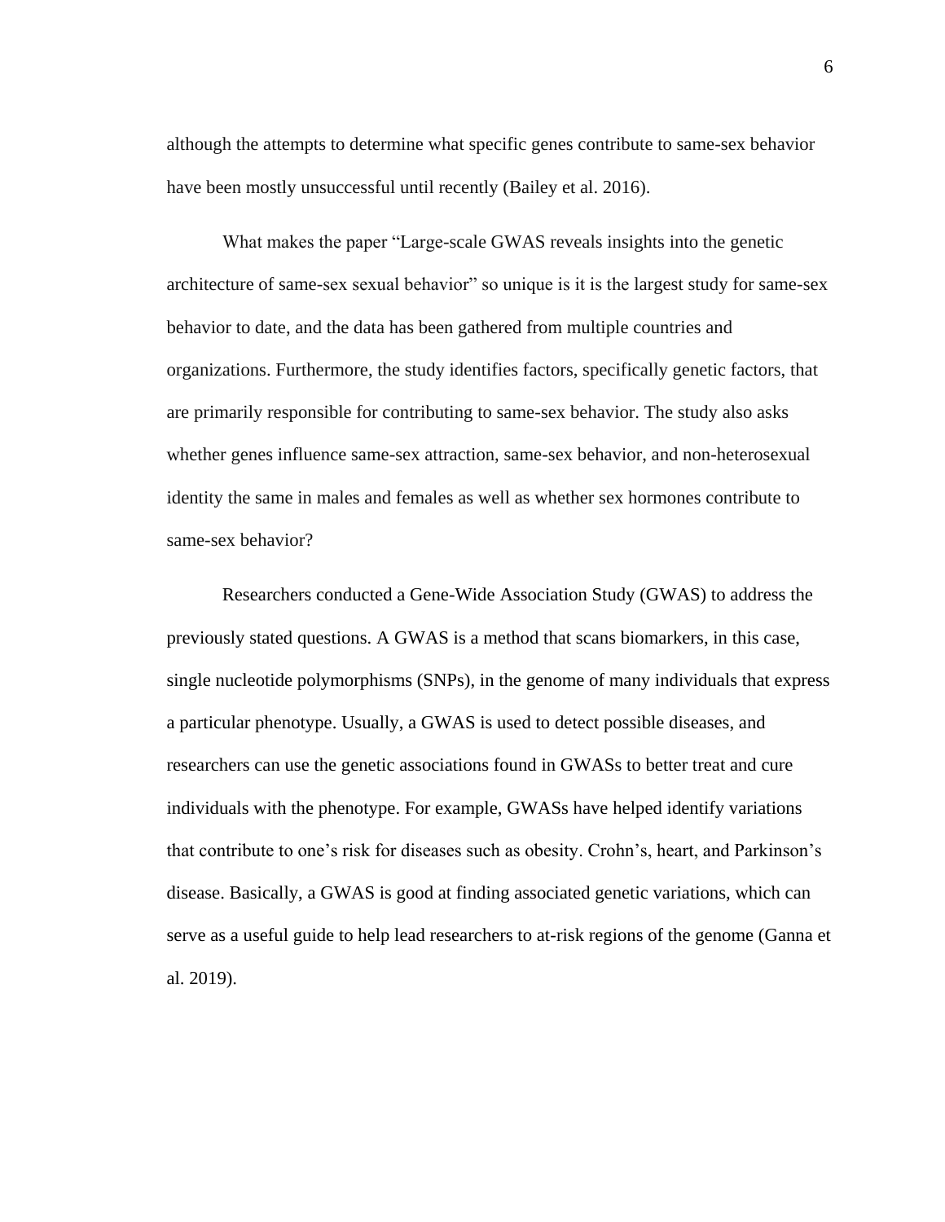although the attempts to determine what specific genes contribute to same-sex behavior have been mostly unsuccessful until recently (Bailey et al. 2016).

What makes the paper "Large-scale GWAS reveals insights into the genetic architecture of same-sex sexual behavior" so unique is it is the largest study for same-sex behavior to date, and the data has been gathered from multiple countries and organizations. Furthermore, the study identifies factors, specifically genetic factors, that are primarily responsible for contributing to same-sex behavior. The study also asks whether genes influence same-sex attraction, same-sex behavior, and non-heterosexual identity the same in males and females as well as whether sex hormones contribute to same-sex behavior?

Researchers conducted a Gene-Wide Association Study (GWAS) to address the previously stated questions. A GWAS is a method that scans biomarkers, in this case, single nucleotide polymorphisms (SNPs), in the genome of many individuals that express a particular phenotype. Usually, a GWAS is used to detect possible diseases, and researchers can use the genetic associations found in GWASs to better treat and cure individuals with the phenotype. For example, GWASs have helped identify variations that contribute to one's risk for diseases such as obesity. Crohn's, heart, and Parkinson's disease. Basically, a GWAS is good at finding associated genetic variations, which can serve as a useful guide to help lead researchers to at-risk regions of the genome (Ganna et al. 2019).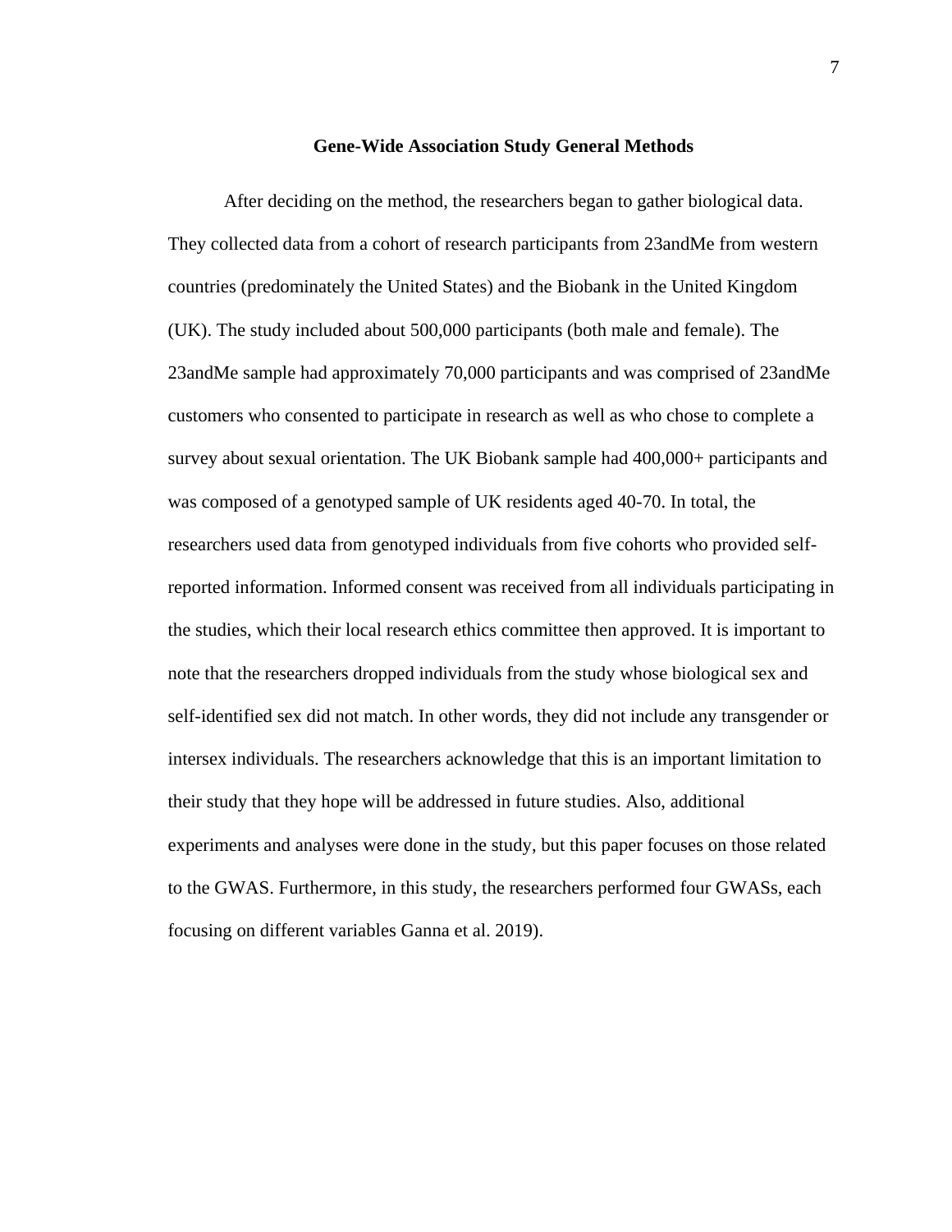## Gene-Wide Association Study General Methods

After deciding on the method, the researchers began to gather biological data. They collected data from a cohort of research participants from 23andMe from western countries (predominately the United States) and the Biobank in the United Kingdom (UK). The study included about 500,000 participants (both male and female). The 23andMe sample had approximately 70,000 participants and was comprised of 23andMe customers who consented to participate in research as well as who chose to complete a survey about sexual orientation. The UK Biobank sample had 400,000+ participants and was composed of a genotyped sample of UK residents aged 40-70. In total, the researchers used data from genotyped individuals from five cohorts who provided self-reported information. Informed consent was received from all individuals participating in the studies, which their local research ethics committee then approved. It is important to note that the researchers dropped individuals from the study whose biological sex and self-identified sex did not match. In other words, they did not include any transgender or intersex individuals. The researchers acknowledge that this is an important limitation to their study that they hope will be addressed in future studies. Also, additional experiments and analyses were done in the study, but this paper focuses on those related to the GWAS. Furthermore, in this study, the researchers performed four GWASs, each focusing on different variables Ganna et al. 2019).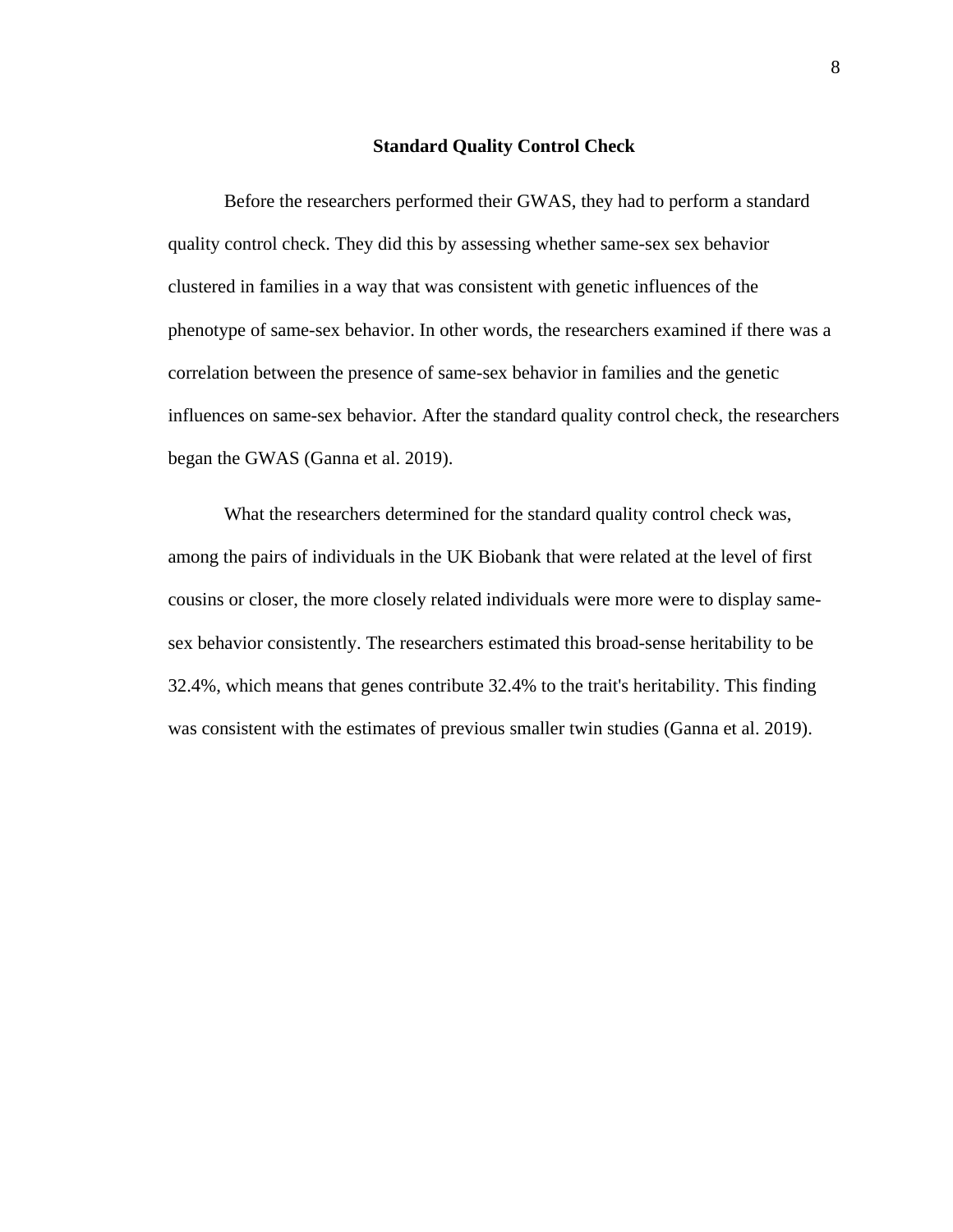## Standard Quality Control Check

Before the researchers performed their GWAS, they had to perform a standard quality control check. They did this by assessing whether same-sex sex behavior clustered in families in a way that was consistent with genetic influences of the phenotype of same-sex behavior. In other words, the researchers examined if there was a correlation between the presence of same-sex behavior in families and the genetic influences on same-sex behavior. After the standard quality control check, the researchers began the GWAS (Ganna et al. 2019).

What the researchers determined for the standard quality control check was, among the pairs of individuals in the UK Biobank that were related at the level of first cousins or closer, the more closely related individuals were more were to display same-sex behavior consistently. The researchers estimated this broad-sense heritability to be 32.4%, which means that genes contribute 32.4% to the trait's heritability. This finding was consistent with the estimates of previous smaller twin studies (Ganna et al. 2019).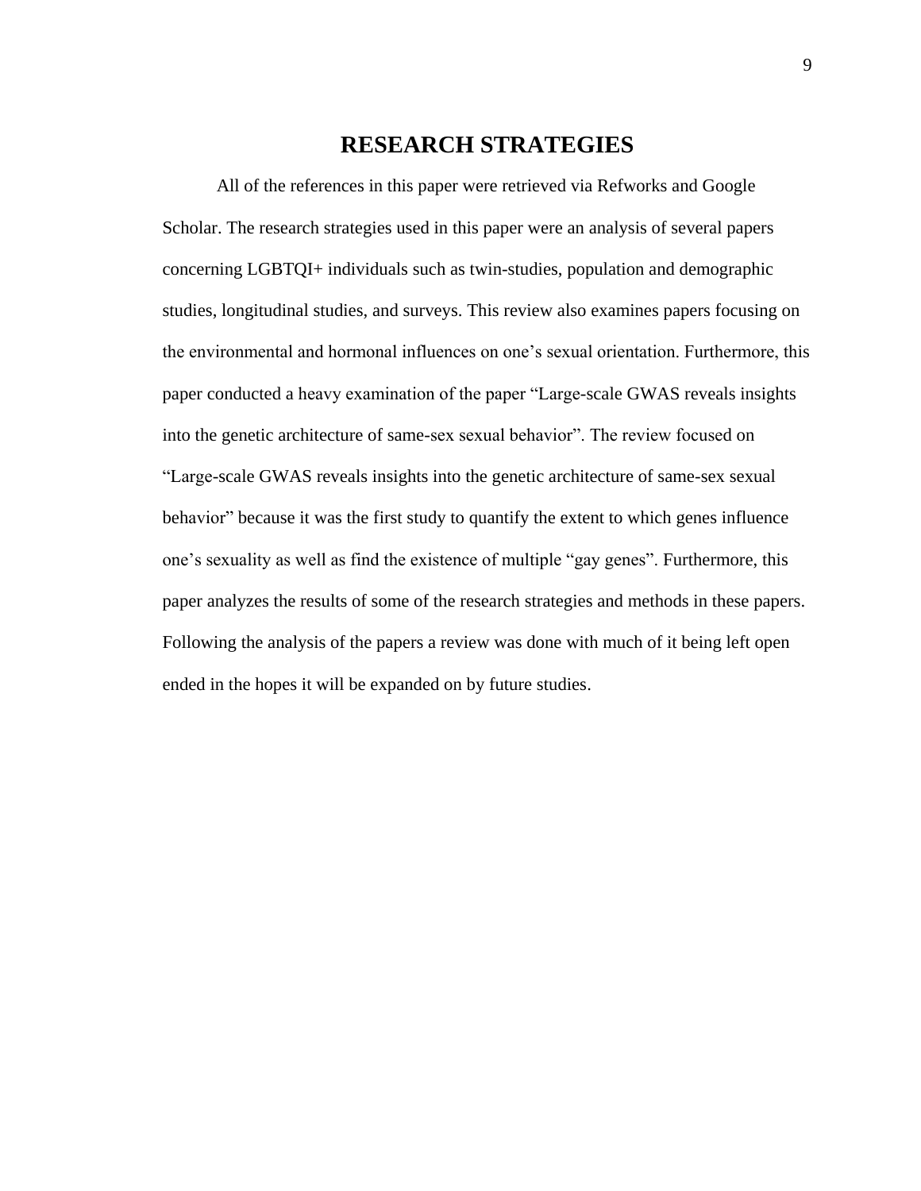# RESEARCH STRATEGIES

All of the references in this paper were retrieved via Refworks and Google Scholar. The research strategies used in this paper were an analysis of several papers concerning LGBTQI+ individuals such as twin-studies, population and demographic studies, longitudinal studies, and surveys. This review also examines papers focusing on the environmental and hormonal influences on one's sexual orientation. Furthermore, this paper conducted a heavy examination of the paper "Large-scale GWAS reveals insights into the genetic architecture of same-sex sexual behavior". The review focused on "Large-scale GWAS reveals insights into the genetic architecture of same-sex sexual behavior" because it was the first study to quantify the extent to which genes influence one's sexuality as well as find the existence of multiple "gay genes". Furthermore, this paper analyzes the results of some of the research strategies and methods in these papers. Following the analysis of the papers a review was done with much of it being left open ended in the hopes it will be expanded on by future studies.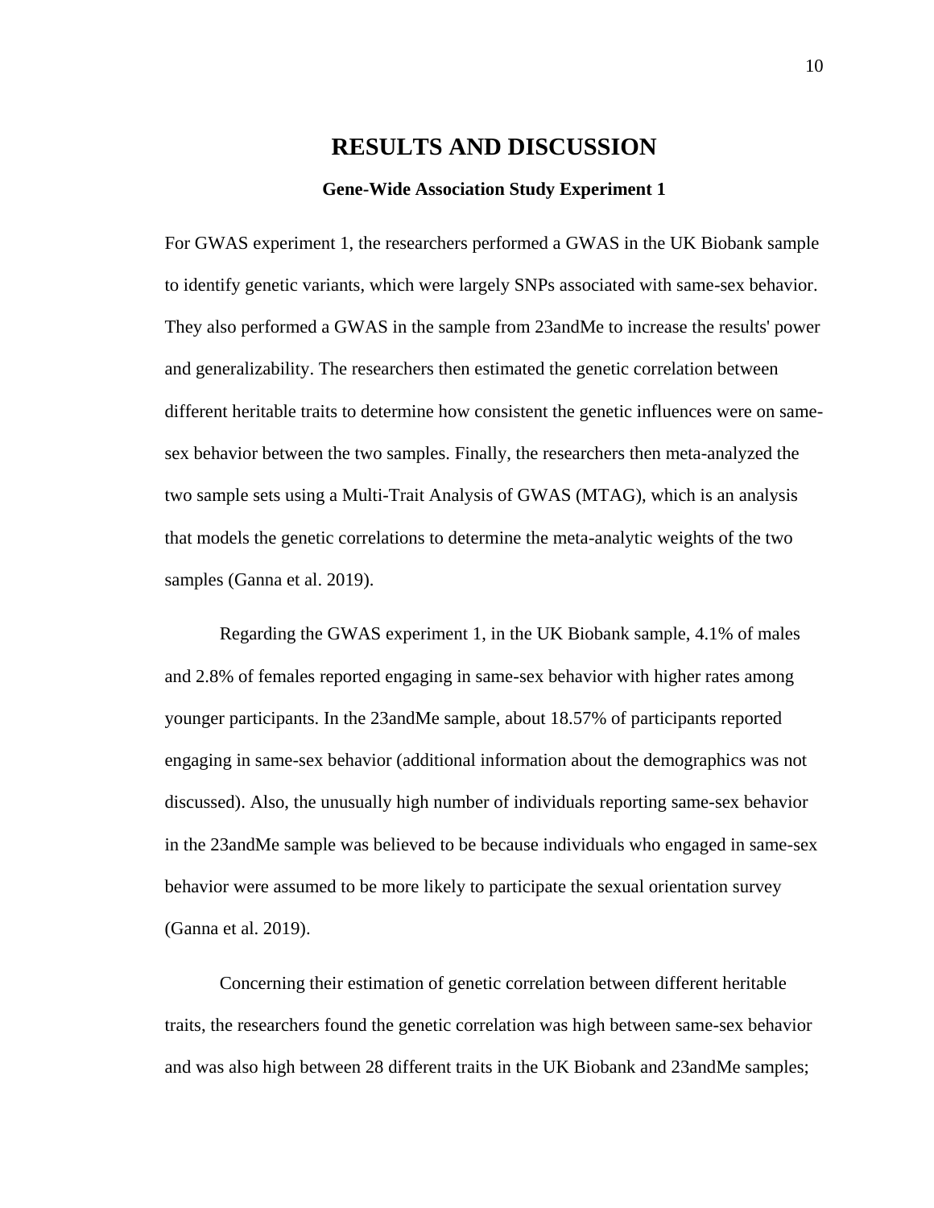# RESULTS AND DISCUSSION

### Gene-Wide Association Study Experiment 1

For GWAS experiment 1, the researchers performed a GWAS in the UK Biobank sample to identify genetic variants, which were largely SNPs associated with same-sex behavior. They also performed a GWAS in the sample from 23andMe to increase the results' power and generalizability. The researchers then estimated the genetic correlation between different heritable traits to determine how consistent the genetic influences were on same-sex behavior between the two samples. Finally, the researchers then meta-analyzed the two sample sets using a Multi-Trait Analysis of GWAS (MTAG), which is an analysis that models the genetic correlations to determine the meta-analytic weights of the two samples (Ganna et al. 2019).

Regarding the GWAS experiment 1, in the UK Biobank sample, 4.1% of males and 2.8% of females reported engaging in same-sex behavior with higher rates among younger participants. In the 23andMe sample, about 18.57% of participants reported engaging in same-sex behavior (additional information about the demographics was not discussed). Also, the unusually high number of individuals reporting same-sex behavior in the 23andMe sample was believed to be because individuals who engaged in same-sex behavior were assumed to be more likely to participate the sexual orientation survey (Ganna et al. 2019).

Concerning their estimation of genetic correlation between different heritable traits, the researchers found the genetic correlation was high between same-sex behavior and was also high between 28 different traits in the UK Biobank and 23andMe samples;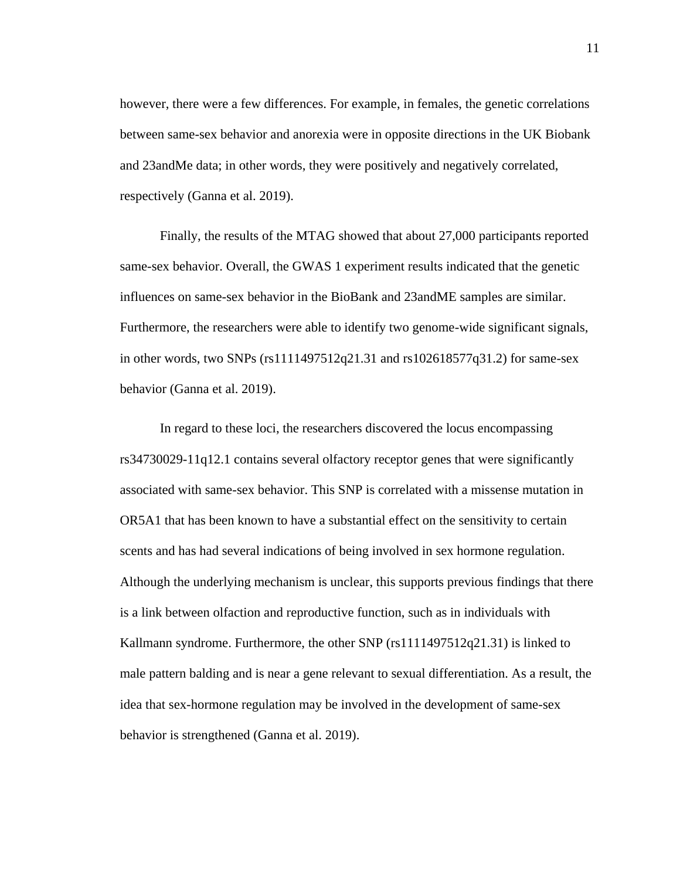however, there were a few differences. For example, in females, the genetic correlations between same-sex behavior and anorexia were in opposite directions in the UK Biobank and 23andMe data; in other words, they were positively and negatively correlated, respectively (Ganna et al. 2019).

Finally, the results of the MTAG showed that about 27,000 participants reported same-sex behavior. Overall, the GWAS 1 experiment results indicated that the genetic influences on same-sex behavior in the BioBank and 23andME samples are similar. Furthermore, the researchers were able to identify two genome-wide significant signals, in other words, two SNPs (rs1111497512q21.31 and rs102618577q31.2) for same-sex behavior (Ganna et al. 2019).

In regard to these loci, the researchers discovered the locus encompassing rs34730029-11q12.1 contains several olfactory receptor genes that were significantly associated with same-sex behavior. This SNP is correlated with a missense mutation in OR5A1 that has been known to have a substantial effect on the sensitivity to certain scents and has had several indications of being involved in sex hormone regulation. Although the underlying mechanism is unclear, this supports previous findings that there is a link between olfaction and reproductive function, such as in individuals with Kallmann syndrome. Furthermore, the other SNP (rs1111497512q21.31) is linked to male pattern balding and is near a gene relevant to sexual differentiation. As a result, the idea that sex-hormone regulation may be involved in the development of same-sex behavior is strengthened (Ganna et al. 2019).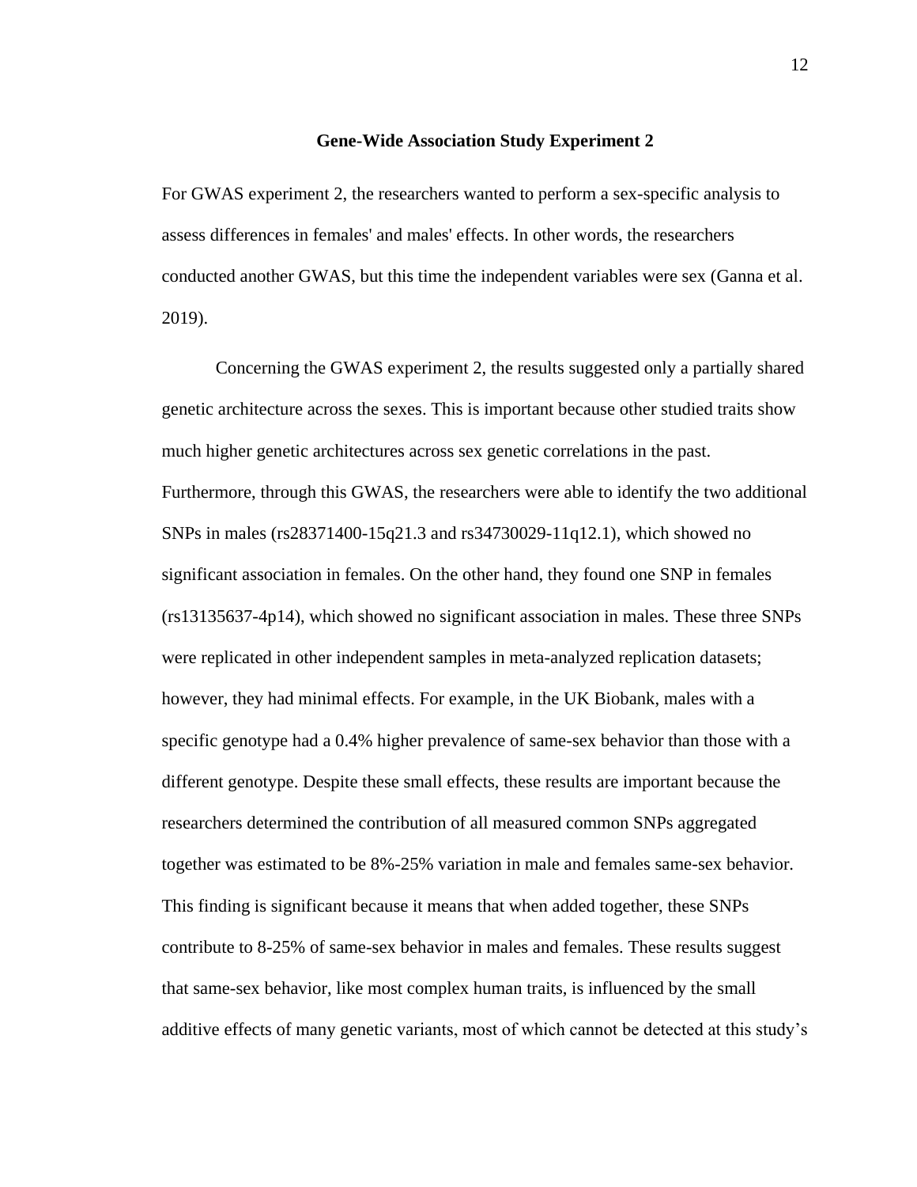### Gene-Wide Association Study Experiment 2

For GWAS experiment 2, the researchers wanted to perform a sex-specific analysis to assess differences in females' and males' effects. In other words, the researchers conducted another GWAS, but this time the independent variables were sex (Ganna et al. 2019).

Concerning the GWAS experiment 2, the results suggested only a partially shared genetic architecture across the sexes. This is important because other studied traits show much higher genetic architectures across sex genetic correlations in the past. Furthermore, through this GWAS, the researchers were able to identify the two additional SNPs in males (rs28371400-15q21.3 and rs34730029-11q12.1), which showed no significant association in females. On the other hand, they found one SNP in females (rs13135637-4p14), which showed no significant association in males. These three SNPs were replicated in other independent samples in meta-analyzed replication datasets; however, they had minimal effects. For example, in the UK Biobank, males with a specific genotype had a 0.4% higher prevalence of same-sex behavior than those with a different genotype. Despite these small effects, these results are important because the researchers determined the contribution of all measured common SNPs aggregated together was estimated to be 8%-25% variation in male and females same-sex behavior. This finding is significant because it means that when added together, these SNPs contribute to 8-25% of same-sex behavior in males and females. These results suggest that same-sex behavior, like most complex human traits, is influenced by the small additive effects of many genetic variants, most of which cannot be detected at this study's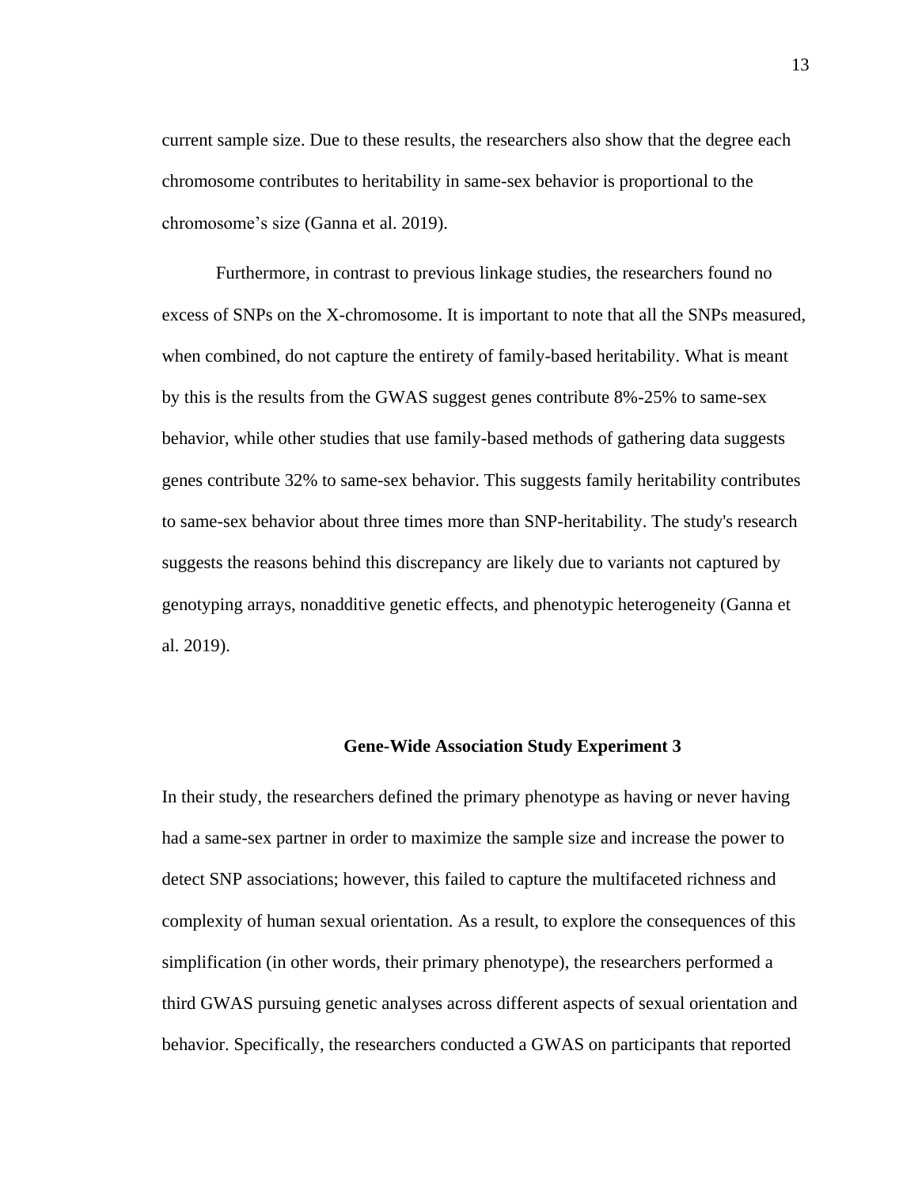current sample size. Due to these results, the researchers also show that the degree each chromosome contributes to heritability in same-sex behavior is proportional to the chromosome's size (Ganna et al. 2019).

Furthermore, in contrast to previous linkage studies, the researchers found no excess of SNPs on the X-chromosome. It is important to note that all the SNPs measured, when combined, do not capture the entirety of family-based heritability. What is meant by this is the results from the GWAS suggest genes contribute 8%-25% to same-sex behavior, while other studies that use family-based methods of gathering data suggests genes contribute 32% to same-sex behavior. This suggests family heritability contributes to same-sex behavior about three times more than SNP-heritability. The study's research suggests the reasons behind this discrepancy are likely due to variants not captured by genotyping arrays, nonadditive genetic effects, and phenotypic heterogeneity (Ganna et al. 2019).

## Gene-Wide Association Study Experiment 3

In their study, the researchers defined the primary phenotype as having or never having had a same-sex partner in order to maximize the sample size and increase the power to detect SNP associations; however, this failed to capture the multifaceted richness and complexity of human sexual orientation. As a result, to explore the consequences of this simplification (in other words, their primary phenotype), the researchers performed a third GWAS pursuing genetic analyses across different aspects of sexual orientation and behavior. Specifically, the researchers conducted a GWAS on participants that reported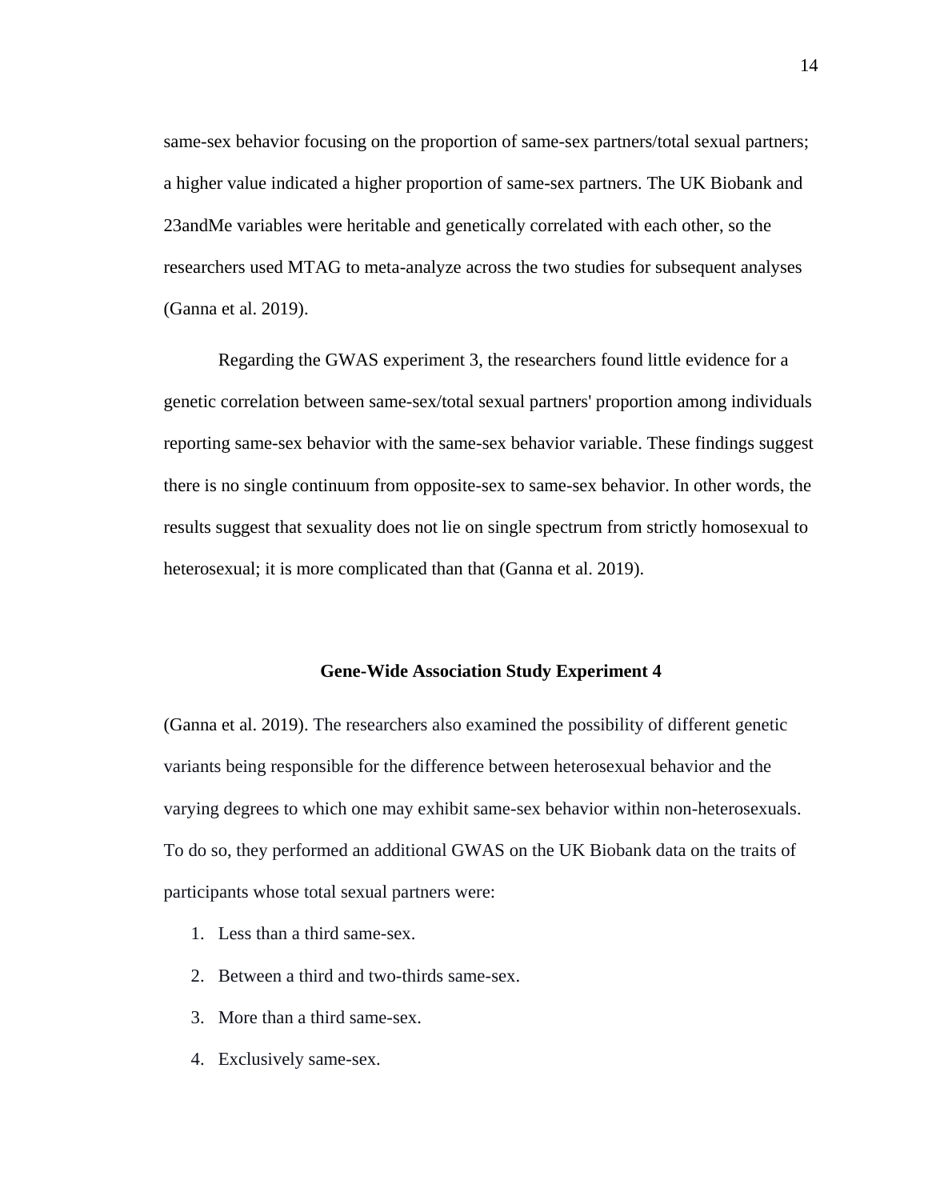same-sex behavior focusing on the proportion of same-sex partners/total sexual partners; a higher value indicated a higher proportion of same-sex partners. The UK Biobank and 23andMe variables were heritable and genetically correlated with each other, so the researchers used MTAG to meta-analyze across the two studies for subsequent analyses (Ganna et al. 2019).

Regarding the GWAS experiment 3, the researchers found little evidence for a genetic correlation between same-sex/total sexual partners' proportion among individuals reporting same-sex behavior with the same-sex behavior variable. These findings suggest there is no single continuum from opposite-sex to same-sex behavior. In other words, the results suggest that sexuality does not lie on single spectrum from strictly homosexual to heterosexual; it is more complicated than that (Ganna et al. 2019).

### Gene-Wide Association Study Experiment 4

(Ganna et al. 2019). The researchers also examined the possibility of different genetic variants being responsible for the difference between heterosexual behavior and the varying degrees to which one may exhibit same-sex behavior within non-heterosexuals. To do so, they performed an additional GWAS on the UK Biobank data on the traits of participants whose total sexual partners were:

1. Less than a third same-sex.
2. Between a third and two-thirds same-sex.
3. More than a third same-sex.
4. Exclusively same-sex.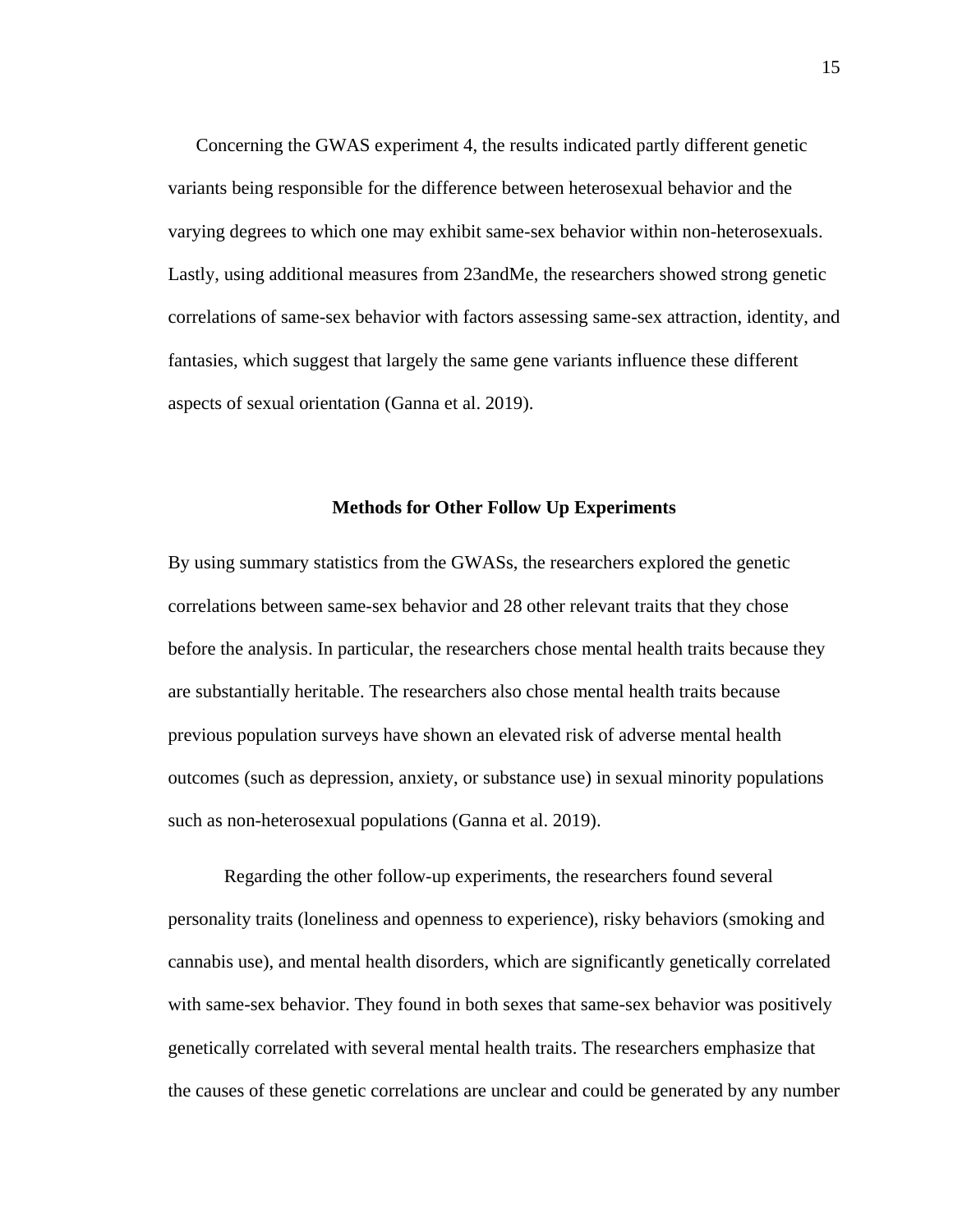Concerning the GWAS experiment 4, the results indicated partly different genetic variants being responsible for the difference between heterosexual behavior and the varying degrees to which one may exhibit same-sex behavior within non-heterosexuals. Lastly, using additional measures from 23andMe, the researchers showed strong genetic correlations of same-sex behavior with factors assessing same-sex attraction, identity, and fantasies, which suggest that largely the same gene variants influence these different aspects of sexual orientation (Ganna et al. 2019).

## Methods for Other Follow Up Experiments

By using summary statistics from the GWASs, the researchers explored the genetic correlations between same-sex behavior and 28 other relevant traits that they chose before the analysis. In particular, the researchers chose mental health traits because they are substantially heritable. The researchers also chose mental health traits because previous population surveys have shown an elevated risk of adverse mental health outcomes (such as depression, anxiety, or substance use) in sexual minority populations such as non-heterosexual populations (Ganna et al. 2019).

Regarding the other follow-up experiments, the researchers found several personality traits (loneliness and openness to experience), risky behaviors (smoking and cannabis use), and mental health disorders, which are significantly genetically correlated with same-sex behavior. They found in both sexes that same-sex behavior was positively genetically correlated with several mental health traits. The researchers emphasize that the causes of these genetic correlations are unclear and could be generated by any number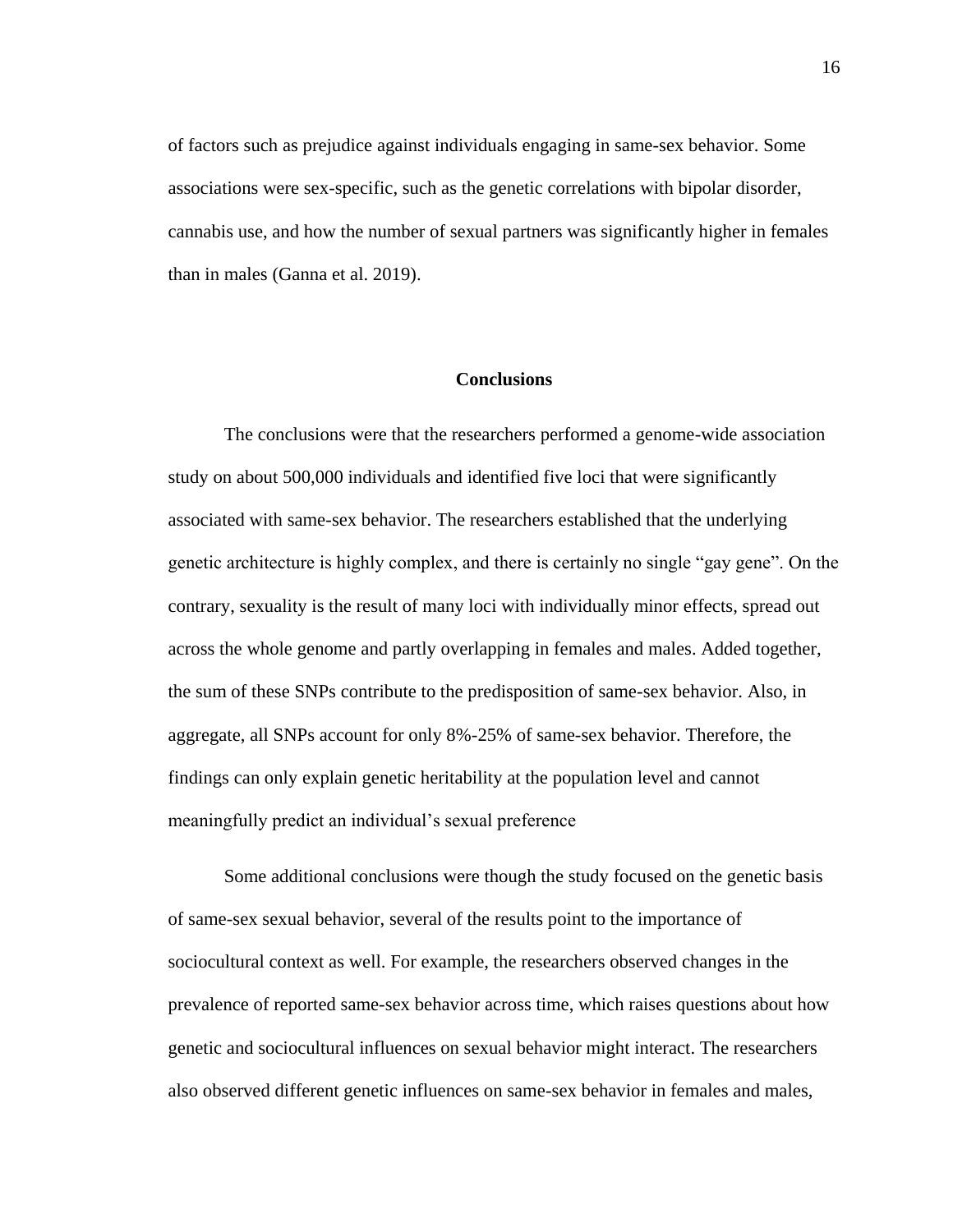of factors such as prejudice against individuals engaging in same-sex behavior. Some associations were sex-specific, such as the genetic correlations with bipolar disorder, cannabis use, and how the number of sexual partners was significantly higher in females than in males (Ganna et al. 2019).

## Conclusions

The conclusions were that the researchers performed a genome-wide association study on about 500,000 individuals and identified five loci that were significantly associated with same-sex behavior. The researchers established that the underlying genetic architecture is highly complex, and there is certainly no single "gay gene". On the contrary, sexuality is the result of many loci with individually minor effects, spread out across the whole genome and partly overlapping in females and males. Added together, the sum of these SNPs contribute to the predisposition of same-sex behavior. Also, in aggregate, all SNPs account for only 8%-25% of same-sex behavior. Therefore, the findings can only explain genetic heritability at the population level and cannot meaningfully predict an individual's sexual preference

Some additional conclusions were though the study focused on the genetic basis of same-sex sexual behavior, several of the results point to the importance of sociocultural context as well. For example, the researchers observed changes in the prevalence of reported same-sex behavior across time, which raises questions about how genetic and sociocultural influences on sexual behavior might interact. The researchers also observed different genetic influences on same-sex behavior in females and males,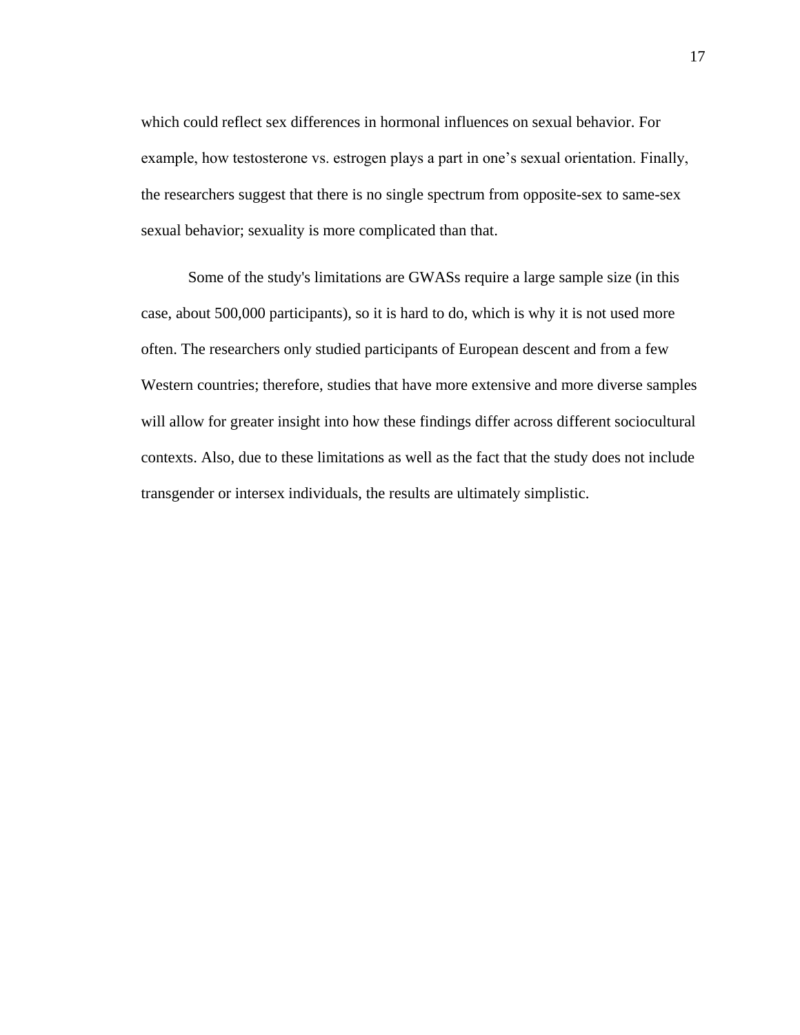which could reflect sex differences in hormonal influences on sexual behavior. For example, how testosterone vs. estrogen plays a part in one's sexual orientation. Finally, the researchers suggest that there is no single spectrum from opposite-sex to same-sex sexual behavior; sexuality is more complicated than that.

Some of the study's limitations are GWASs require a large sample size (in this case, about 500,000 participants), so it is hard to do, which is why it is not used more often. The researchers only studied participants of European descent and from a few Western countries; therefore, studies that have more extensive and more diverse samples will allow for greater insight into how these findings differ across different sociocultural contexts. Also, due to these limitations as well as the fact that the study does not include transgender or intersex individuals, the results are ultimately simplistic.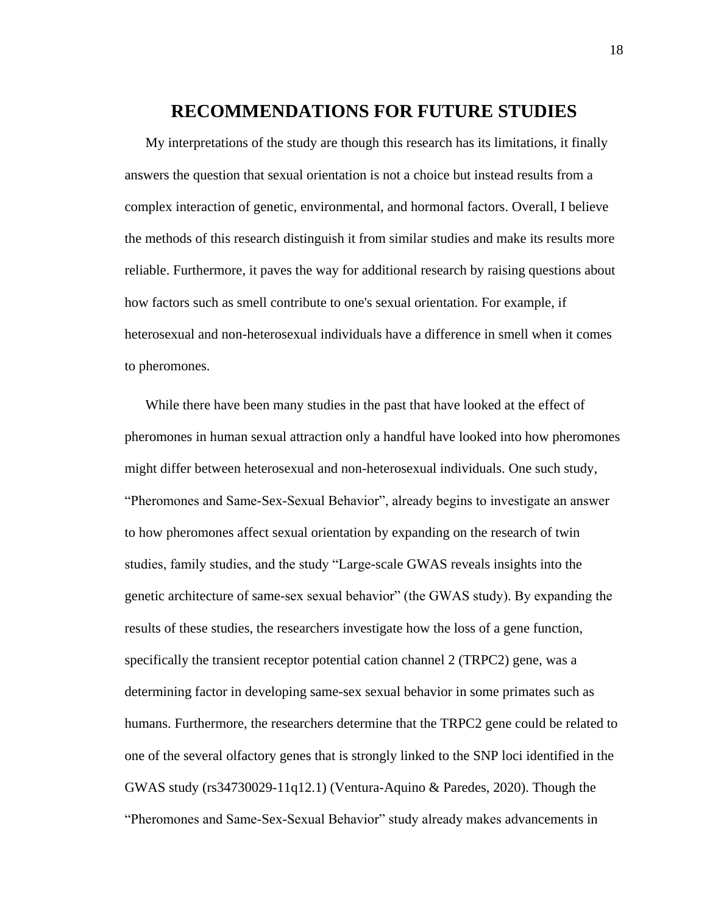# RECOMMENDATIONS FOR FUTURE STUDIES

My interpretations of the study are though this research has its limitations, it finally answers the question that sexual orientation is not a choice but instead results from a complex interaction of genetic, environmental, and hormonal factors. Overall, I believe the methods of this research distinguish it from similar studies and make its results more reliable. Furthermore, it paves the way for additional research by raising questions about how factors such as smell contribute to one's sexual orientation. For example, if heterosexual and non-heterosexual individuals have a difference in smell when it comes to pheromones.

While there have been many studies in the past that have looked at the effect of pheromones in human sexual attraction only a handful have looked into how pheromones might differ between heterosexual and non-heterosexual individuals. One such study, "Pheromones and Same-Sex-Sexual Behavior", already begins to investigate an answer to how pheromones affect sexual orientation by expanding on the research of twin studies, family studies, and the study "Large-scale GWAS reveals insights into the genetic architecture of same-sex sexual behavior" (the GWAS study). By expanding the results of these studies, the researchers investigate how the loss of a gene function, specifically the transient receptor potential cation channel 2 (TRPC2) gene, was a determining factor in developing same-sex sexual behavior in some primates such as humans. Furthermore, the researchers determine that the TRPC2 gene could be related to one of the several olfactory genes that is strongly linked to the SNP loci identified in the GWAS study (rs34730029-11q12.1) (Ventura-Aquino & Paredes, 2020). Though the "Pheromones and Same-Sex-Sexual Behavior" study already makes advancements in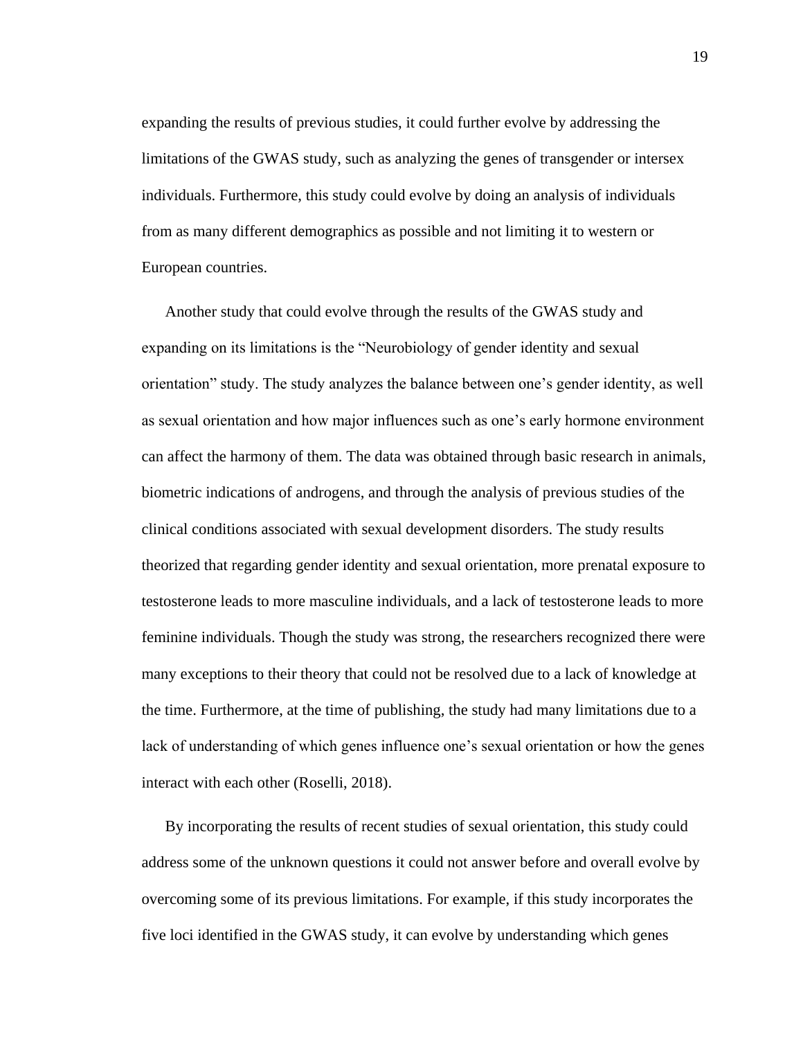expanding the results of previous studies, it could further evolve by addressing the limitations of the GWAS study, such as analyzing the genes of transgender or intersex individuals. Furthermore, this study could evolve by doing an analysis of individuals from as many different demographics as possible and not limiting it to western or European countries.

Another study that could evolve through the results of the GWAS study and expanding on its limitations is the "Neurobiology of gender identity and sexual orientation" study. The study analyzes the balance between one's gender identity, as well as sexual orientation and how major influences such as one's early hormone environment can affect the harmony of them. The data was obtained through basic research in animals, biometric indications of androgens, and through the analysis of previous studies of the clinical conditions associated with sexual development disorders. The study results theorized that regarding gender identity and sexual orientation, more prenatal exposure to testosterone leads to more masculine individuals, and a lack of testosterone leads to more feminine individuals. Though the study was strong, the researchers recognized there were many exceptions to their theory that could not be resolved due to a lack of knowledge at the time. Furthermore, at the time of publishing, the study had many limitations due to a lack of understanding of which genes influence one's sexual orientation or how the genes interact with each other (Roselli, 2018).

By incorporating the results of recent studies of sexual orientation, this study could address some of the unknown questions it could not answer before and overall evolve by overcoming some of its previous limitations. For example, if this study incorporates the five loci identified in the GWAS study, it can evolve by understanding which genes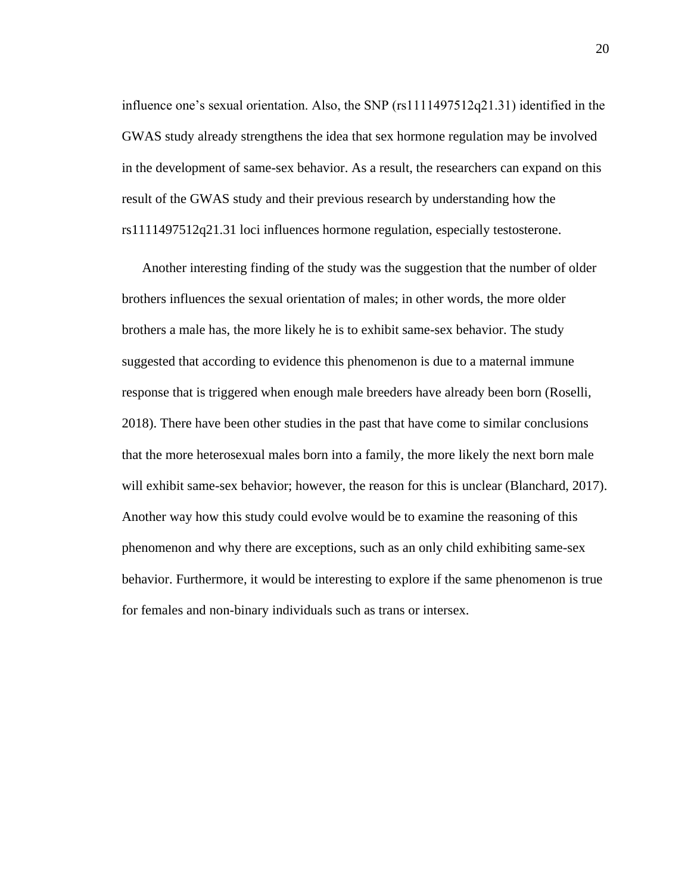influence one's sexual orientation. Also, the SNP (rs1111497512q21.31) identified in the GWAS study already strengthens the idea that sex hormone regulation may be involved in the development of same-sex behavior. As a result, the researchers can expand on this result of the GWAS study and their previous research by understanding how the rs1111497512q21.31 loci influences hormone regulation, especially testosterone.

Another interesting finding of the study was the suggestion that the number of older brothers influences the sexual orientation of males; in other words, the more older brothers a male has, the more likely he is to exhibit same-sex behavior. The study suggested that according to evidence this phenomenon is due to a maternal immune response that is triggered when enough male breeders have already been born (Roselli, 2018). There have been other studies in the past that have come to similar conclusions that the more heterosexual males born into a family, the more likely the next born male will exhibit same-sex behavior; however, the reason for this is unclear (Blanchard, 2017). Another way how this study could evolve would be to examine the reasoning of this phenomenon and why there are exceptions, such as an only child exhibiting same-sex behavior. Furthermore, it would be interesting to explore if the same phenomenon is true for females and non-binary individuals such as trans or intersex.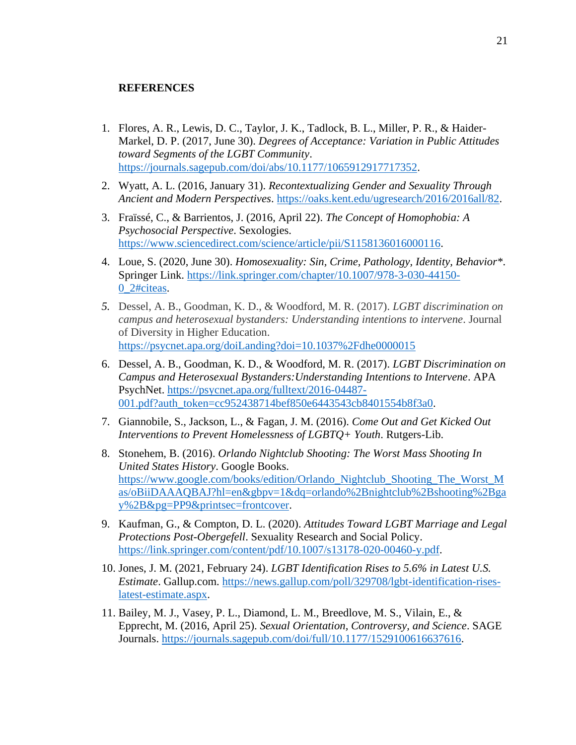**REFERENCES**

1. Flores, A. R., Lewis, D. C., Taylor, J. K., Tadlock, B. L., Miller, P. R., & Haider-Markel, D. P. (2017, June 30). *Degrees of Acceptance: Variation in Public Attitudes toward Segments of the LGBT Community*. https://journals.sagepub.com/doi/abs/10.1177/1065912917717352.

2. Wyatt, A. L. (2016, January 31). *Recontextualizing Gender and Sexuality Through Ancient and Modern Perspectives*. https://oaks.kent.edu/ugresearch/2016/2016all/82.

3. Fraïssé, C., & Barrientos, J. (2016, April 22). *The Concept of Homophobia: A Psychosocial Perspective*. Sexologies. https://www.sciencedirect.com/science/article/pii/S1158136016000116.

4. Loue, S. (2020, June 30). *Homosexuality: Sin, Crime, Pathology, Identity, Behavior**. Springer Link. https://link.springer.com/chapter/10.1007/978-3-030-44150-0_2#citeas.

5. Dessel, A. B., Goodman, K. D., & Woodford, M. R. (2017). *LGBT discrimination on campus and heterosexual bystanders: Understanding intentions to intervene*. Journal of Diversity in Higher Education. https://psycnet.apa.org/doiLanding?doi=10.1037%2Fdhe0000015

6. Dessel, A. B., Goodman, K. D., & Woodford, M. R. (2017). *LGBT Discrimination on Campus and Heterosexual Bystanders:Understanding Intentions to Intervene*. APA PsychNet. https://psycnet.apa.org/fulltext/2016-04487-001.pdf?auth_token=cc952438714bef850e6443543cb8401554b8f3a0.

7. Giannobile, S., Jackson, L., & Fagan, J. M. (2016). *Come Out and Get Kicked Out Interventions to Prevent Homelessness of LGBTQ+ Youth*. Rutgers-Lib.

8. Stonehem, B. (2016). *Orlando Nightclub Shooting: The Worst Mass Shooting In United States History*. Google Books. https://www.google.com/books/edition/Orlando_Nightclub_Shooting_The_Worst_Mas/oBiiDAAAQBAJ?hl=en&gbpv=1&dq=orlando%2Bnightclub%2Bshooting%2Bgay%2B&pg=PP9&printsec=frontcover.

9. Kaufman, G., & Compton, D. L. (2020). *Attitudes Toward LGBT Marriage and Legal Protections Post-Obergefell*. Sexuality Research and Social Policy. https://link.springer.com/content/pdf/10.1007/s13178-020-00460-y.pdf.

10. Jones, J. M. (2021, February 24). *LGBT Identification Rises to 5.6% in Latest U.S. Estimate*. Gallup.com. https://news.gallup.com/poll/329708/lgbt-identification-rises-latest-estimate.aspx.

11. Bailey, M. J., Vasey, P. L., Diamond, L. M., Breedlove, M. S., Vilain, E., & Epprecht, M. (2016, April 25). *Sexual Orientation, Controversy, and Science*. SAGE Journals. https://journals.sagepub.com/doi/full/10.1177/1529100616637616.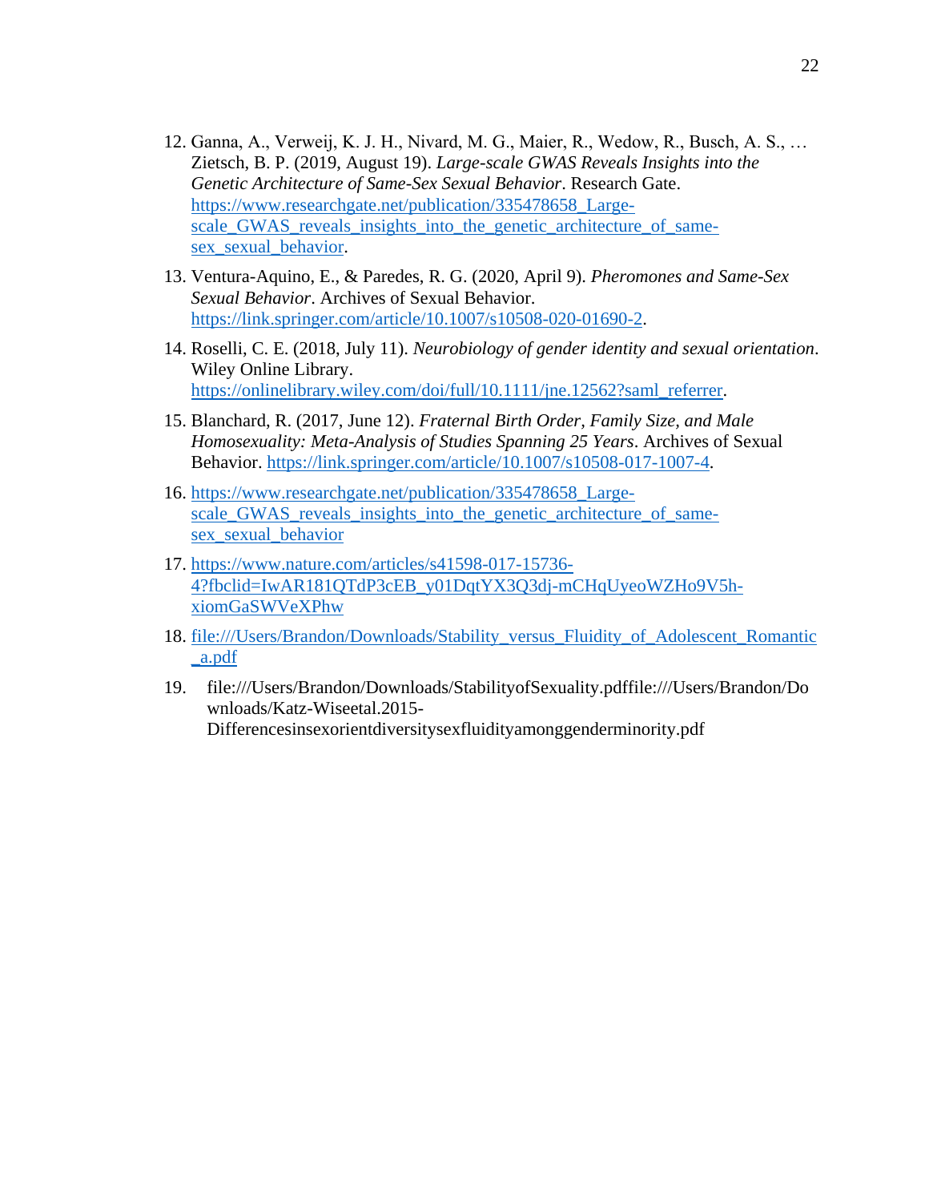12. Ganna, A., Verweij, K. J. H., Nivard, M. G., Maier, R., Wedow, R., Busch, A. S., … Zietsch, B. P. (2019, August 19). *Large-scale GWAS Reveals Insights into the Genetic Architecture of Same-Sex Sexual Behavior*. Research Gate. https://www.researchgate.net/publication/335478658_Large-scale_GWAS_reveals_insights_into_the_genetic_architecture_of_same-sex_sexual_behavior.

13. Ventura-Aquino, E., & Paredes, R. G. (2020, April 9). *Pheromones and Same-Sex Sexual Behavior*. Archives of Sexual Behavior. https://link.springer.com/article/10.1007/s10508-020-01690-2.

14. Roselli, C. E. (2018, July 11). *Neurobiology of gender identity and sexual orientation*. Wiley Online Library. https://onlinelibrary.wiley.com/doi/full/10.1111/jne.12562?saml_referrer.

15. Blanchard, R. (2017, June 12). *Fraternal Birth Order, Family Size, and Male Homosexuality: Meta-Analysis of Studies Spanning 25 Years*. Archives of Sexual Behavior. https://link.springer.com/article/10.1007/s10508-017-1007-4.

16. https://www.researchgate.net/publication/335478658_Large-scale_GWAS_reveals_insights_into_the_genetic_architecture_of_same-sex_sexual_behavior

17. https://www.nature.com/articles/s41598-017-15736-4?fbclid=IwAR181QTdP3cEB_y01DqtYX3Q3dj-mCHqUyeoWZHo9V5h-xiomGaSWVeXPhw

18. file:///Users/Brandon/Downloads/Stability_versus_Fluidity_of_Adolescent_Romantic_a.pdf

19. file:///Users/Brandon/Downloads/StabilityofSexuality.pdffile:///Users/Brandon/Downloads/Katz-Wiseetal.2015-Differencesinsexorientdiversitysexfluidityamonggenderminority.pdf